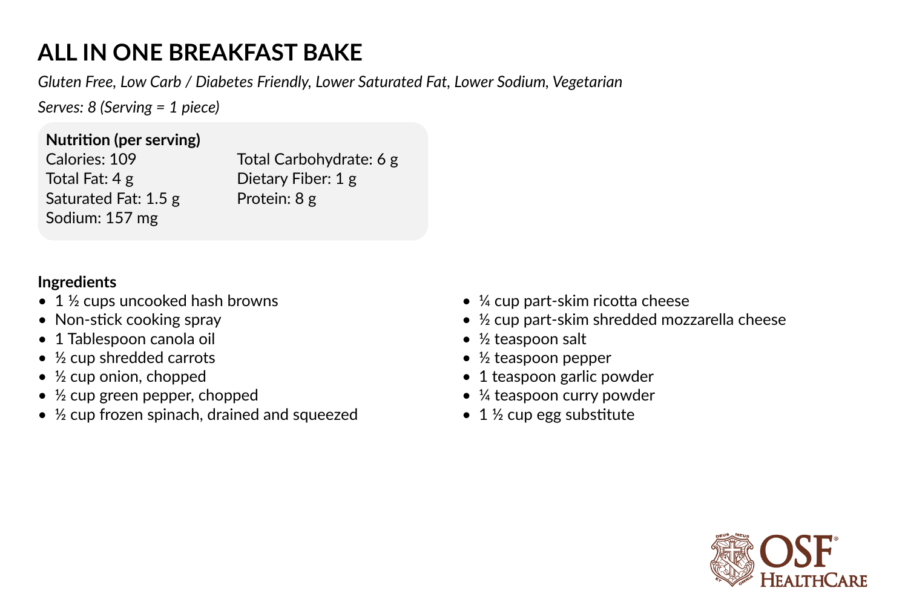# ALL IN ONE BREAKFAST BAKE

*Gluten Free, Low Carb / Diabetes Friendly, Lower Saturated Fat, Lower Sodium, Vegetarian*

*Serves: 8 (Serving = 1 piece)*

**Nutrition (per serving)**

Calories: 109
Total Fat: 4 g
Saturated Fat: 1.5 g
Sodium: 157 mg
Total Carbohydrate: 6 g
Dietary Fiber: 1 g
Protein: 8 g

**Ingredients**

- 1 ½ cups uncooked hash browns
- Non-stick cooking spray
- 1 Tablespoon canola oil
- ½ cup shredded carrots
- ½ cup onion, chopped
- ½ cup green pepper, chopped
- ½ cup frozen spinach, drained and squeezed
- ¼ cup part-skim ricotta cheese
- ½ cup part-skim shredded mozzarella cheese
- ½ teaspoon salt
- ½ teaspoon pepper
- 1 teaspoon garlic powder
- ¼ teaspoon curry powder
- 1 ½ cup egg substitute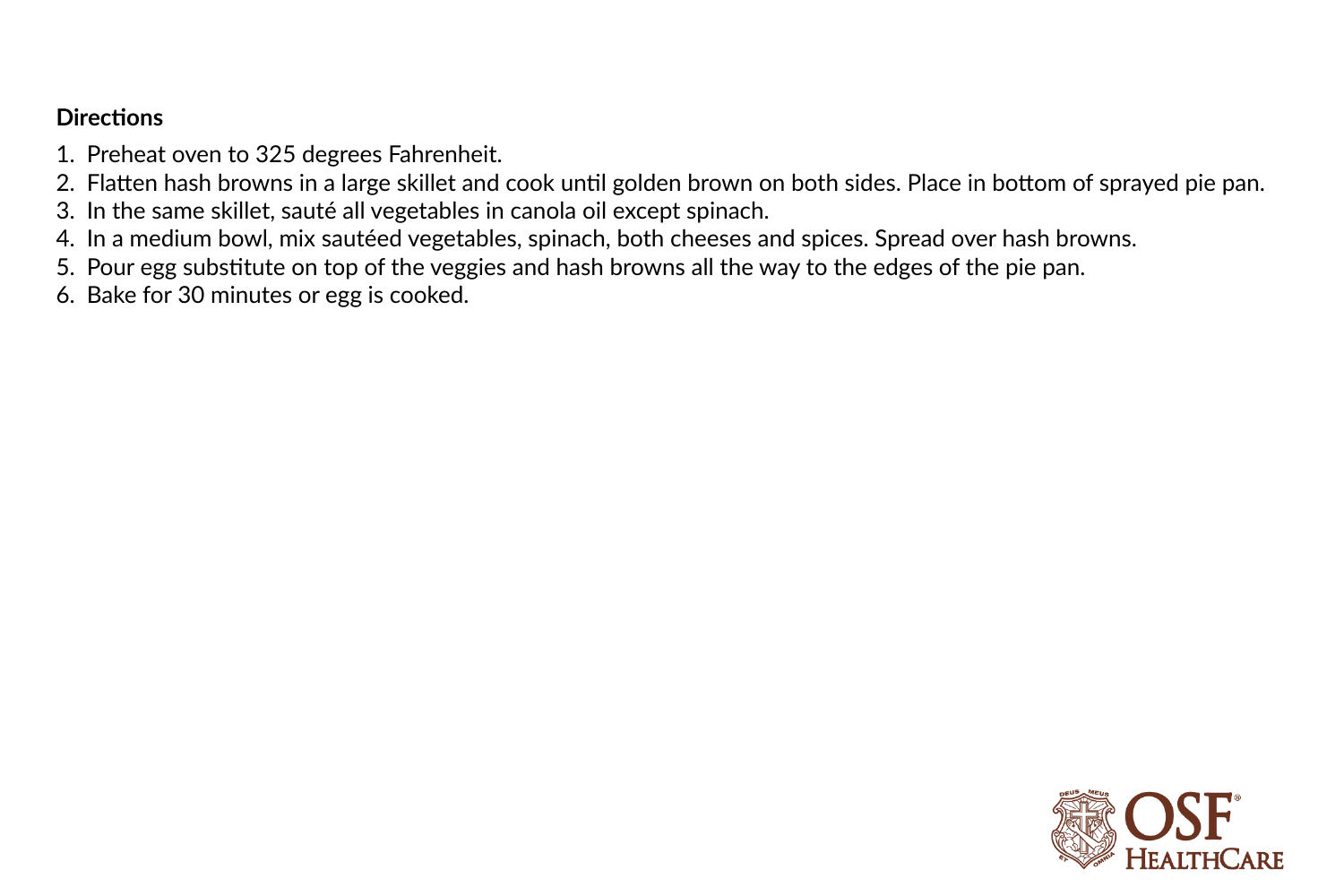**Directions**

1. Preheat oven to 325 degrees Fahrenheit.
2. Flatten hash browns in a large skillet and cook until golden brown on both sides. Place in bottom of sprayed pie pan.
3. In the same skillet, sauté all vegetables in canola oil except spinach.
4. In a medium bowl, mix sautéed vegetables, spinach, both cheeses and spices. Spread over hash browns.
5. Pour egg substitute on top of the veggies and hash browns all the way to the edges of the pie pan.
6. Bake for 30 minutes or egg is cooked.